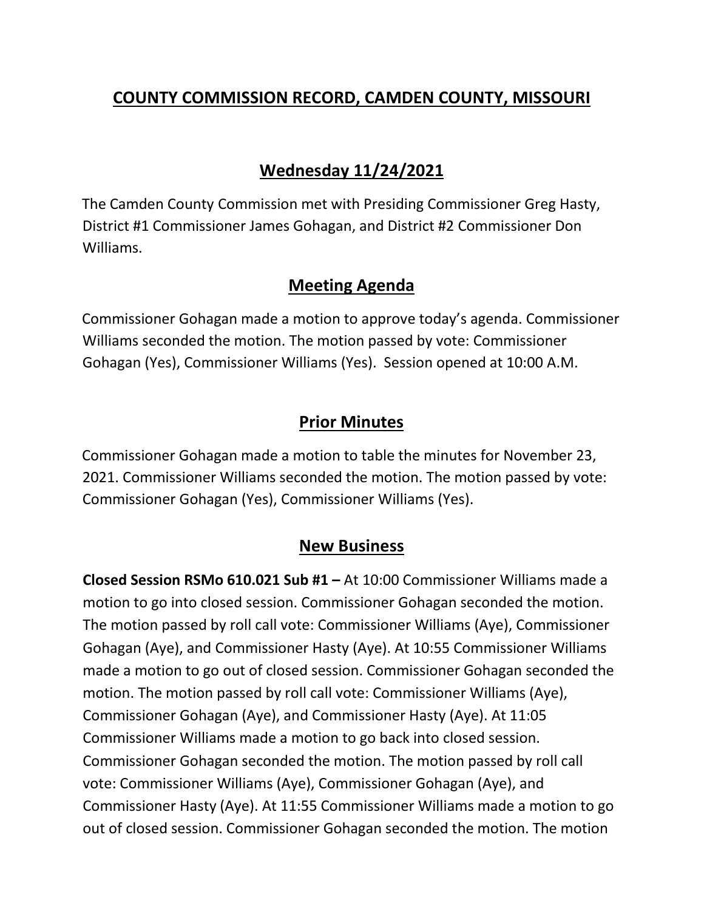# COUNTY COMMISSION RECORD, CAMDEN COUNTY, MISSOURI

## Wednesday 11/24/2021

The Camden County Commission met with Presiding Commissioner Greg Hasty, District #1 Commissioner James Gohagan, and District #2 Commissioner Don Williams.

## Meeting Agenda

Commissioner Gohagan made a motion to approve today's agenda. Commissioner Williams seconded the motion. The motion passed by vote: Commissioner Gohagan (Yes), Commissioner Williams (Yes). Session opened at 10:00 A.M.

## Prior Minutes

Commissioner Gohagan made a motion to table the minutes for November 23, 2021. Commissioner Williams seconded the motion. The motion passed by vote: Commissioner Gohagan (Yes), Commissioner Williams (Yes).

## New Business

**Closed Session RSMo 610.021 Sub #1 –** At 10:00 Commissioner Williams made a motion to go into closed session. Commissioner Gohagan seconded the motion. The motion passed by roll call vote: Commissioner Williams (Aye), Commissioner Gohagan (Aye), and Commissioner Hasty (Aye). At 10:55 Commissioner Williams made a motion to go out of closed session. Commissioner Gohagan seconded the motion. The motion passed by roll call vote: Commissioner Williams (Aye), Commissioner Gohagan (Aye), and Commissioner Hasty (Aye). At 11:05 Commissioner Williams made a motion to go back into closed session. Commissioner Gohagan seconded the motion. The motion passed by roll call vote: Commissioner Williams (Aye), Commissioner Gohagan (Aye), and Commissioner Hasty (Aye). At 11:55 Commissioner Williams made a motion to go out of closed session. Commissioner Gohagan seconded the motion. The motion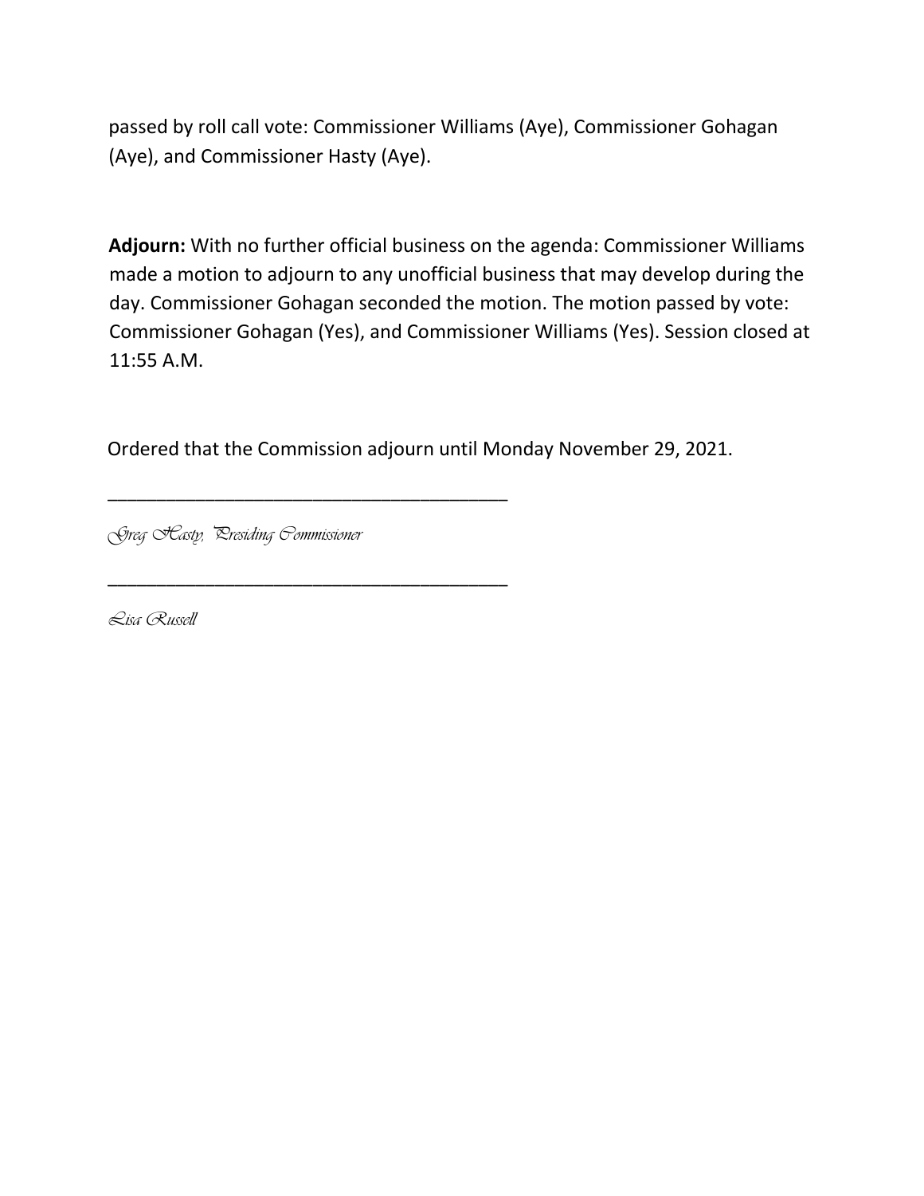passed by roll call vote: Commissioner Williams (Aye), Commissioner Gohagan (Aye), and Commissioner Hasty (Aye).

**Adjourn:** With no further official business on the agenda: Commissioner Williams made a motion to adjourn to any unofficial business that may develop during the day. Commissioner Gohagan seconded the motion. The motion passed by vote: Commissioner Gohagan (Yes), and Commissioner Williams (Yes). Session closed at 11:55 A.M.

Ordered that the Commission adjourn until Monday November 29, 2021.

\_\_\_\_\_\_\_\_\_\_\_\_\_\_\_\_\_\_\_\_\_\_\_\_\_\_\_\_\_\_\_\_\_\_\_\_\_\_\_\_

*Greg Hasty, Presiding Commissioner*

\_\_\_\_\_\_\_\_\_\_\_\_\_\_\_\_\_\_\_\_\_\_\_\_\_\_\_\_\_\_\_\_\_\_\_\_\_\_\_\_

*Lisa Russell*